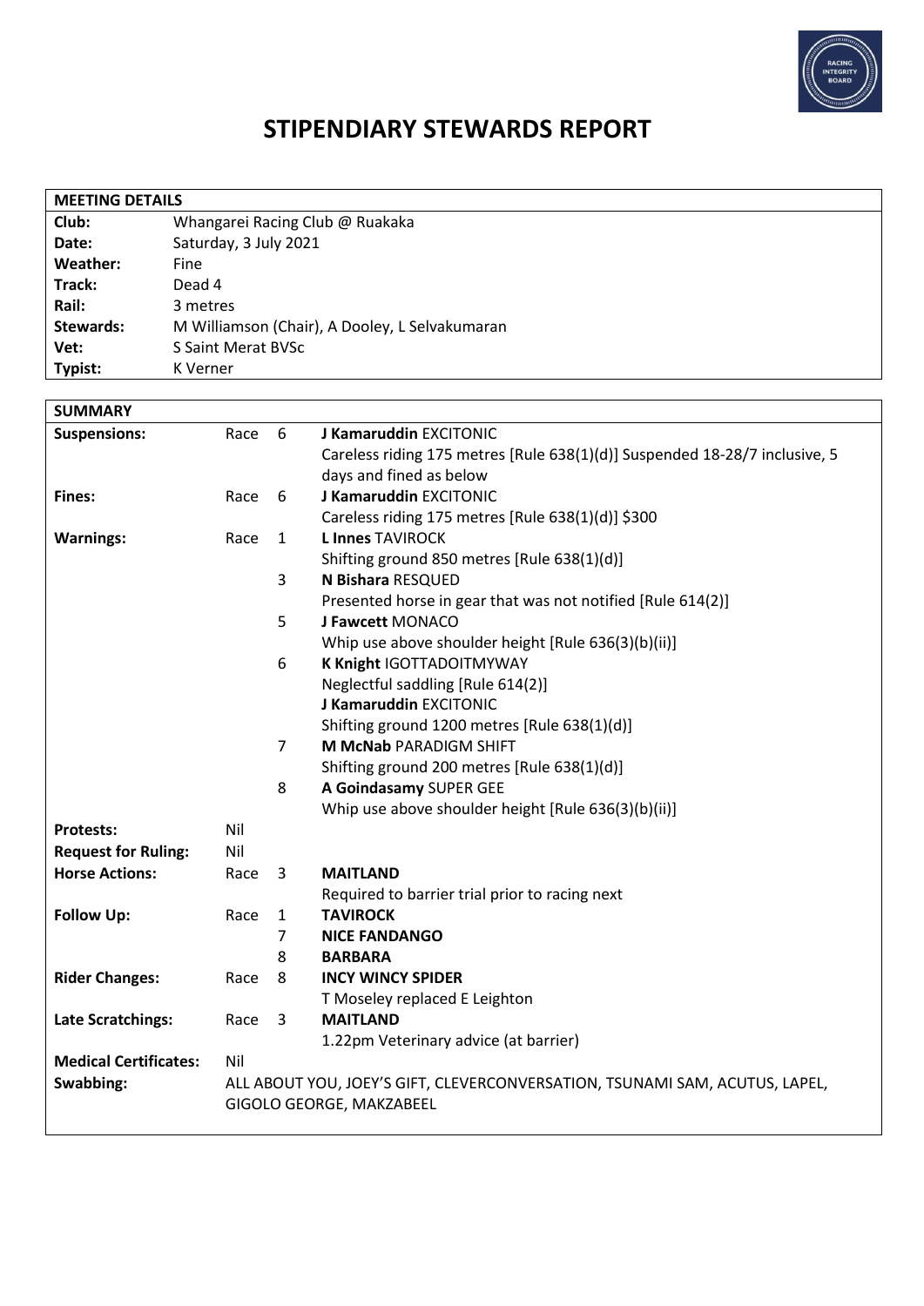# STIPENDIARY STEWARDS REPORT

| MEETING DETAILS | |
|---|---|
| **Club:** | Whangarei Racing Club @ Ruakaka |
| **Date:** | Saturday, 3 July 2021 |
| **Weather:** | Fine |
| **Track:** | Dead 4 |
| **Rail:** | 3 metres |
| **Stewards:** | M Williamson (Chair), A Dooley, L Selvakumaran |
| **Vet:** | S Saint Merat BVSc |
| **Typist:** | K Verner |

| SUMMARY | | | |
|---|---|---|---|
| **Suspensions:** | Race | 6 | **J Kamaruddin** EXCITONIC<br>Careless riding 175 metres [Rule 638(1)(d)] Suspended 18-28/7 inclusive, 5 days and fined as below |
| **Fines:** | Race | 6 | **J Kamaruddin** EXCITONIC<br>Careless riding 175 metres [Rule 638(1)(d)] $300 |
| **Warnings:** | Race | 1 | **L Innes** TAVIROCK<br>Shifting ground 850 metres [Rule 638(1)(d)] |
| | | 3 | **N Bishara** RESQUED<br>Presented horse in gear that was not notified [Rule 614(2)] |
| | | 5 | **J Fawcett** MONACO<br>Whip use above shoulder height [Rule 636(3)(b)(ii)] |
| | | 6 | **K Knight** IGOTTADOITMYWAY<br>Neglectful saddling [Rule 614(2)]<br>**J Kamaruddin** EXCITONIC<br>Shifting ground 1200 metres [Rule 638(1)(d)] |
| | | 7 | **M McNab** PARADIGM SHIFT<br>Shifting ground 200 metres [Rule 638(1)(d)] |
| | | 8 | **A Goindasamy** SUPER GEE<br>Whip use above shoulder height [Rule 636(3)(b)(ii)] |
| **Protests:** | Nil | | |
| **Request for Ruling:** | Nil | | |
| **Horse Actions:** | Race | 3 | **MAITLAND**<br>Required to barrier trial prior to racing next |
| **Follow Up:** | Race | 1 | **TAVIROCK** |
| | | 7 | **NICE FANDANGO** |
| | | 8 | **BARBARA** |
| **Rider Changes:** | Race | 8 | **INCY WINCY SPIDER**<br>T Moseley replaced E Leighton |
| **Late Scratchings:** | Race | 3 | **MAITLAND**<br>1.22pm Veterinary advice (at barrier) |
| **Medical Certificates:** | Nil | | |
| **Swabbing:** | ALL ABOUT YOU, JOEY'S GIFT, CLEVERCONVERSATION, TSUNAMI SAM, ACUTUS, LAPEL, GIGOLO GEORGE, MAKZABEEL | | |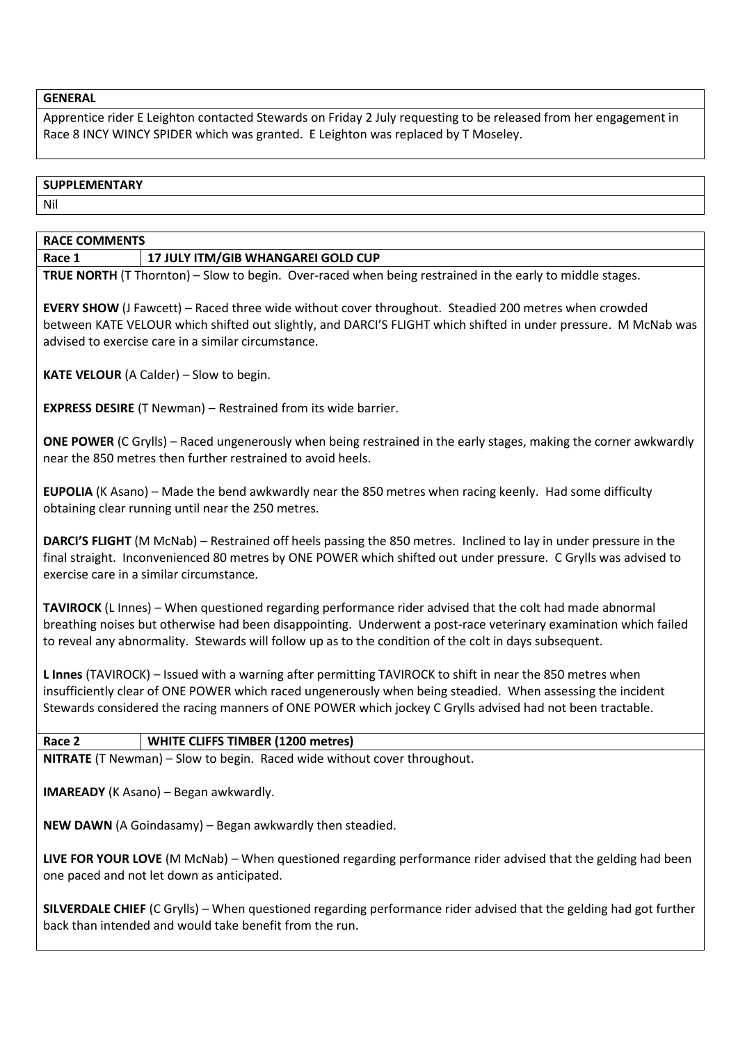## GENERAL

Apprentice rider E Leighton contacted Stewards on Friday 2 July requesting to be released from her engagement in Race 8 INCY WINCY SPIDER which was granted. E Leighton was replaced by T Moseley.

## SUPPLEMENTARY

Nil

## RACE COMMENTS

### Race 1 — 17 JULY ITM/GIB WHANGAREI GOLD CUP

**TRUE NORTH** (T Thornton) – Slow to begin. Over-raced when being restrained in the early to middle stages.

**EVERY SHOW** (J Fawcett) – Raced three wide without cover throughout. Steadied 200 metres when crowded between KATE VELOUR which shifted out slightly, and DARCI'S FLIGHT which shifted in under pressure. M McNab was advised to exercise care in a similar circumstance.

**KATE VELOUR** (A Calder) – Slow to begin.

**EXPRESS DESIRE** (T Newman) – Restrained from its wide barrier.

**ONE POWER** (C Grylls) – Raced ungenerously when being restrained in the early stages, making the corner awkwardly near the 850 metres then further restrained to avoid heels.

**EUPOLIA** (K Asano) – Made the bend awkwardly near the 850 metres when racing keenly. Had some difficulty obtaining clear running until near the 250 metres.

**DARCI'S FLIGHT** (M McNab) – Restrained off heels passing the 850 metres. Inclined to lay in under pressure in the final straight. Inconvenienced 80 metres by ONE POWER which shifted out under pressure. C Grylls was advised to exercise care in a similar circumstance.

**TAVIROCK** (L Innes) – When questioned regarding performance rider advised that the colt had made abnormal breathing noises but otherwise had been disappointing. Underwent a post-race veterinary examination which failed to reveal any abnormality. Stewards will follow up as to the condition of the colt in days subsequent.

**L Innes** (TAVIROCK) – Issued with a warning after permitting TAVIROCK to shift in near the 850 metres when insufficiently clear of ONE POWER which raced ungenerously when being steadied. When assessing the incident Stewards considered the racing manners of ONE POWER which jockey C Grylls advised had not been tractable.

### Race 2 — WHITE CLIFFS TIMBER (1200 metres)

**NITRATE** (T Newman) – Slow to begin. Raced wide without cover throughout.

**IMAREADY** (K Asano) – Began awkwardly.

**NEW DAWN** (A Goindasamy) – Began awkwardly then steadied.

**LIVE FOR YOUR LOVE** (M McNab) – When questioned regarding performance rider advised that the gelding had been one paced and not let down as anticipated.

**SILVERDALE CHIEF** (C Grylls) – When questioned regarding performance rider advised that the gelding had got further back than intended and would take benefit from the run.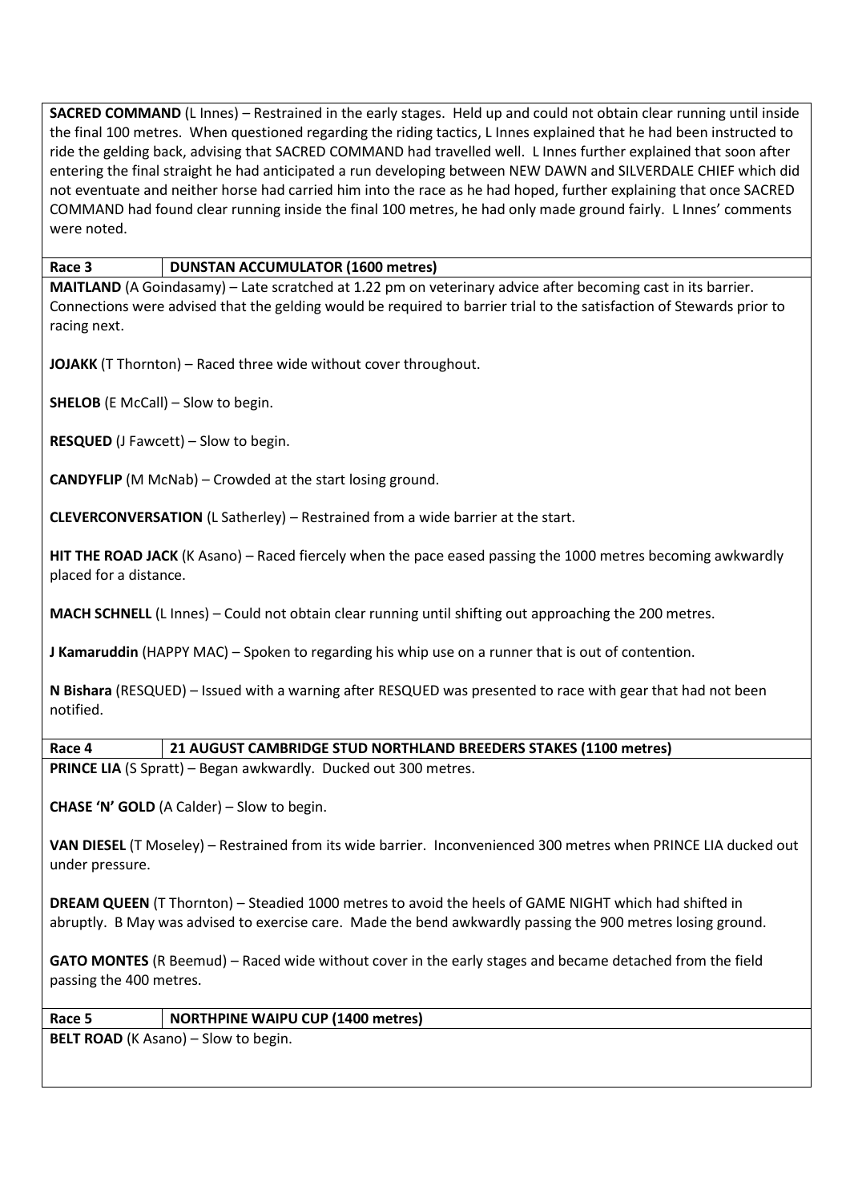**SACRED COMMAND** (L Innes) – Restrained in the early stages. Held up and could not obtain clear running until inside the final 100 metres. When questioned regarding the riding tactics, L Innes explained that he had been instructed to ride the gelding back, advising that SACRED COMMAND had travelled well. L Innes further explained that soon after entering the final straight he had anticipated a run developing between NEW DAWN and SILVERDALE CHIEF which did not eventuate and neither horse had carried him into the race as he had hoped, further explaining that once SACRED COMMAND had found clear running inside the final 100 metres, he had only made ground fairly. L Innes' comments were noted.

| Race 3 | DUNSTAN ACCUMULATOR (1600 metres) |
|---|---|

**MAITLAND** (A Goindasamy) – Late scratched at 1.22 pm on veterinary advice after becoming cast in its barrier. Connections were advised that the gelding would be required to barrier trial to the satisfaction of Stewards prior to racing next.

**JOJAKK** (T Thornton) – Raced three wide without cover throughout.

**SHELOB** (E McCall) – Slow to begin.

**RESQUED** (J Fawcett) – Slow to begin.

**CANDYFLIP** (M McNab) – Crowded at the start losing ground.

**CLEVERCONVERSATION** (L Satherley) – Restrained from a wide barrier at the start.

**HIT THE ROAD JACK** (K Asano) – Raced fiercely when the pace eased passing the 1000 metres becoming awkwardly placed for a distance.

**MACH SCHNELL** (L Innes) – Could not obtain clear running until shifting out approaching the 200 metres.

**J Kamaruddin** (HAPPY MAC) – Spoken to regarding his whip use on a runner that is out of contention.

**N Bishara** (RESQUED) – Issued with a warning after RESQUED was presented to race with gear that had not been notified.

| Race 4 | 21 AUGUST CAMBRIDGE STUD NORTHLAND BREEDERS STAKES (1100 metres) |
|---|---|

**PRINCE LIA** (S Spratt) – Began awkwardly. Ducked out 300 metres.

**CHASE 'N' GOLD** (A Calder) – Slow to begin.

**VAN DIESEL** (T Moseley) – Restrained from its wide barrier. Inconvenienced 300 metres when PRINCE LIA ducked out under pressure.

**DREAM QUEEN** (T Thornton) – Steadied 1000 metres to avoid the heels of GAME NIGHT which had shifted in abruptly. B May was advised to exercise care. Made the bend awkwardly passing the 900 metres losing ground.

**GATO MONTES** (R Beemud) – Raced wide without cover in the early stages and became detached from the field passing the 400 metres.

| Race 5 | NORTHPINE WAIPU CUP (1400 metres) |
|---|---|

**BELT ROAD** (K Asano) – Slow to begin.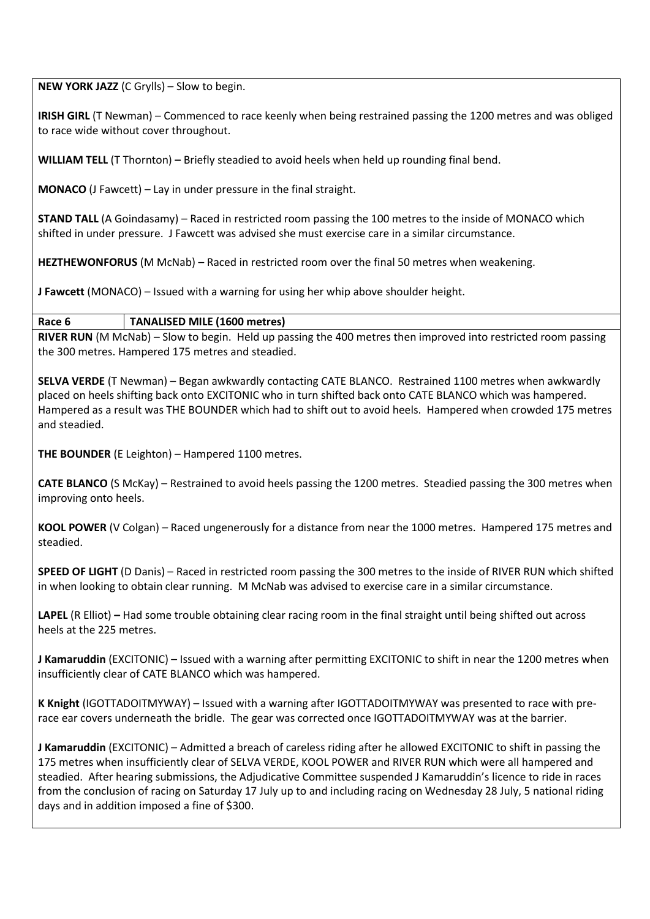**NEW YORK JAZZ** (C Grylls) – Slow to begin.

**IRISH GIRL** (T Newman) – Commenced to race keenly when being restrained passing the 1200 metres and was obliged to race wide without cover throughout.

**WILLIAM TELL** (T Thornton) **–** Briefly steadied to avoid heels when held up rounding final bend.

**MONACO** (J Fawcett) – Lay in under pressure in the final straight.

**STAND TALL** (A Goindasamy) – Raced in restricted room passing the 100 metres to the inside of MONACO which shifted in under pressure. J Fawcett was advised she must exercise care in a similar circumstance.

**HEZTHEWONFORUS** (M McNab) – Raced in restricted room over the final 50 metres when weakening.

**J Fawcett** (MONACO) – Issued with a warning for using her whip above shoulder height.

| **Race 6** | **TANALISED MILE (1600 metres)** |
|---|---|

**RIVER RUN** (M McNab) – Slow to begin. Held up passing the 400 metres then improved into restricted room passing the 300 metres. Hampered 175 metres and steadied.

**SELVA VERDE** (T Newman) – Began awkwardly contacting CATE BLANCO. Restrained 1100 metres when awkwardly placed on heels shifting back onto EXCITONIC who in turn shifted back onto CATE BLANCO which was hampered. Hampered as a result was THE BOUNDER which had to shift out to avoid heels. Hampered when crowded 175 metres and steadied.

**THE BOUNDER** (E Leighton) – Hampered 1100 metres.

**CATE BLANCO** (S McKay) – Restrained to avoid heels passing the 1200 metres. Steadied passing the 300 metres when improving onto heels.

**KOOL POWER** (V Colgan) – Raced ungenerously for a distance from near the 1000 metres. Hampered 175 metres and steadied.

**SPEED OF LIGHT** (D Danis) – Raced in restricted room passing the 300 metres to the inside of RIVER RUN which shifted in when looking to obtain clear running. M McNab was advised to exercise care in a similar circumstance.

**LAPEL** (R Elliot) **–** Had some trouble obtaining clear racing room in the final straight until being shifted out across heels at the 225 metres.

**J Kamaruddin** (EXCITONIC) – Issued with a warning after permitting EXCITONIC to shift in near the 1200 metres when insufficiently clear of CATE BLANCO which was hampered.

**K Knight** (IGOTTADOITMYWAY) – Issued with a warning after IGOTTADOITMYWAY was presented to race with pre-race ear covers underneath the bridle. The gear was corrected once IGOTTADOITMYWAY was at the barrier.

**J Kamaruddin** (EXCITONIC) – Admitted a breach of careless riding after he allowed EXCITONIC to shift in passing the 175 metres when insufficiently clear of SELVA VERDE, KOOL POWER and RIVER RUN which were all hampered and steadied. After hearing submissions, the Adjudicative Committee suspended J Kamaruddin's licence to ride in races from the conclusion of racing on Saturday 17 July up to and including racing on Wednesday 28 July, 5 national riding days and in addition imposed a fine of $300.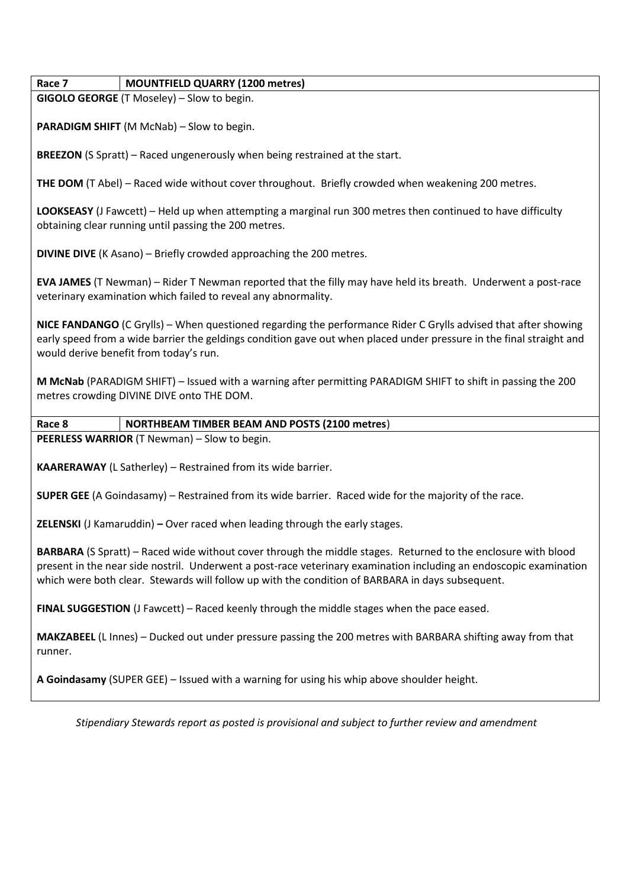| Race 7 | MOUNTFIELD QUARRY (1200 metres) |
| --- | --- |

**GIGOLO GEORGE** (T Moseley) – Slow to begin.

**PARADIGM SHIFT** (M McNab) – Slow to begin.

**BREEZON** (S Spratt) – Raced ungenerously when being restrained at the start.

**THE DOM** (T Abel) – Raced wide without cover throughout. Briefly crowded when weakening 200 metres.

**LOOKSEASY** (J Fawcett) – Held up when attempting a marginal run 300 metres then continued to have difficulty obtaining clear running until passing the 200 metres.

**DIVINE DIVE** (K Asano) – Briefly crowded approaching the 200 metres.

**EVA JAMES** (T Newman) – Rider T Newman reported that the filly may have held its breath. Underwent a post-race veterinary examination which failed to reveal any abnormality.

**NICE FANDANGO** (C Grylls) – When questioned regarding the performance Rider C Grylls advised that after showing early speed from a wide barrier the geldings condition gave out when placed under pressure in the final straight and would derive benefit from today's run.

**M McNab** (PARADIGM SHIFT) – Issued with a warning after permitting PARADIGM SHIFT to shift in passing the 200 metres crowding DIVINE DIVE onto THE DOM.

| Race 8 | NORTHBEAM TIMBER BEAM AND POSTS (2100 metres) |
| --- | --- |

**PEERLESS WARRIOR** (T Newman) – Slow to begin.

**KAARERAWAY** (L Satherley) – Restrained from its wide barrier.

**SUPER GEE** (A Goindasamy) – Restrained from its wide barrier. Raced wide for the majority of the race.

**ZELENSKI** (J Kamaruddin) **–** Over raced when leading through the early stages.

**BARBARA** (S Spratt) – Raced wide without cover through the middle stages. Returned to the enclosure with blood present in the near side nostril. Underwent a post-race veterinary examination including an endoscopic examination which were both clear. Stewards will follow up with the condition of BARBARA in days subsequent.

**FINAL SUGGESTION** (J Fawcett) – Raced keenly through the middle stages when the pace eased.

**MAKZABEEL** (L Innes) – Ducked out under pressure passing the 200 metres with BARBARA shifting away from that runner.

**A Goindasamy** (SUPER GEE) – Issued with a warning for using his whip above shoulder height.

*Stipendiary Stewards report as posted is provisional and subject to further review and amendment*